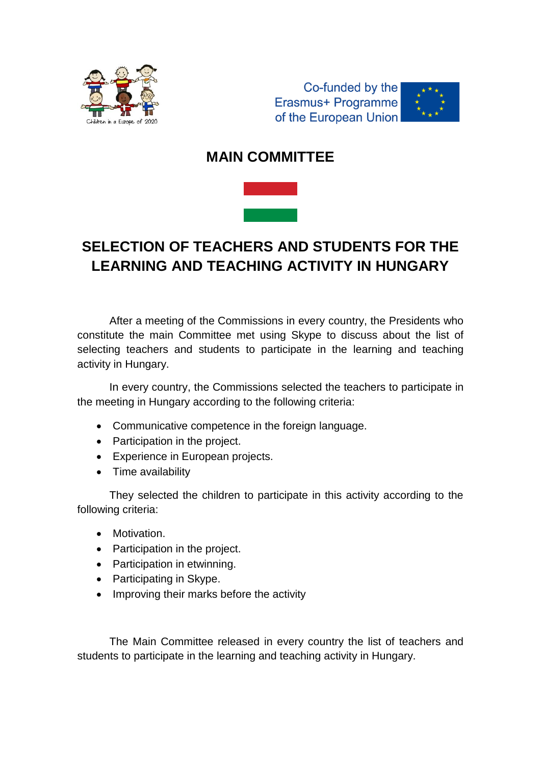Co-funded by the Erasmus+ Programme of the European Union

# MAIN COMMITTEE

## SELECTION OF TEACHERS AND STUDENTS FOR THE LEARNING AND TEACHING ACTIVITY IN HUNGARY

After a meeting of the Commissions in every country, the Presidents who constitute the main Committee met using Skype to discuss about the list of selecting teachers and students to participate in the learning and teaching activity in Hungary.

In every country, the Commissions selected the teachers to participate in the meeting in Hungary according to the following criteria:

- Communicative competence in the foreign language.
- Participation in the project.
- Experience in European projects.
- Time availability

They selected the children to participate in this activity according to the following criteria:

- Motivation.
- Participation in the project.
- Participation in etwinning.
- Participating in Skype.
- Improving their marks before the activity

The Main Committee released in every country the list of teachers and students to participate in the learning and teaching activity in Hungary.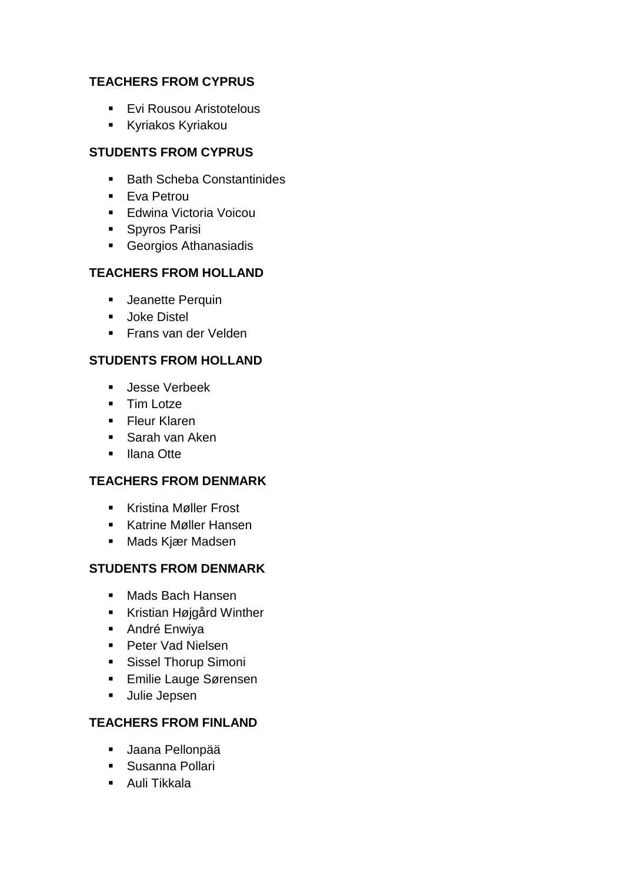**TEACHERS FROM CYPRUS**

- Evi Rousou Aristotelous
- Kyriakos Kyriakou

**STUDENTS FROM CYPRUS**

- Bath Scheba Constantinides
- Eva Petrou
- Edwina Victoria Voicou
- Spyros Parisi
- Georgios Athanasiadis

**TEACHERS FROM HOLLAND**

- Jeanette Perquin
- Joke Distel
- Frans van der Velden

**STUDENTS FROM HOLLAND**

- Jesse Verbeek
- Tim Lotze
- Fleur Klaren
- Sarah van Aken
- Ilana Otte

**TEACHERS FROM DENMARK**

- Kristina Møller Frost
- Katrine Møller Hansen
- Mads Kjær Madsen

**STUDENTS FROM DENMARK**

- Mads Bach Hansen
- Kristian Højgård Winther
- André Enwiya
- Peter Vad Nielsen
- Sissel Thorup Simoni
- Emilie Lauge Sørensen
- Julie Jepsen

**TEACHERS FROM FINLAND**

- Jaana Pellonpää
- Susanna Pollari
- Auli Tikkala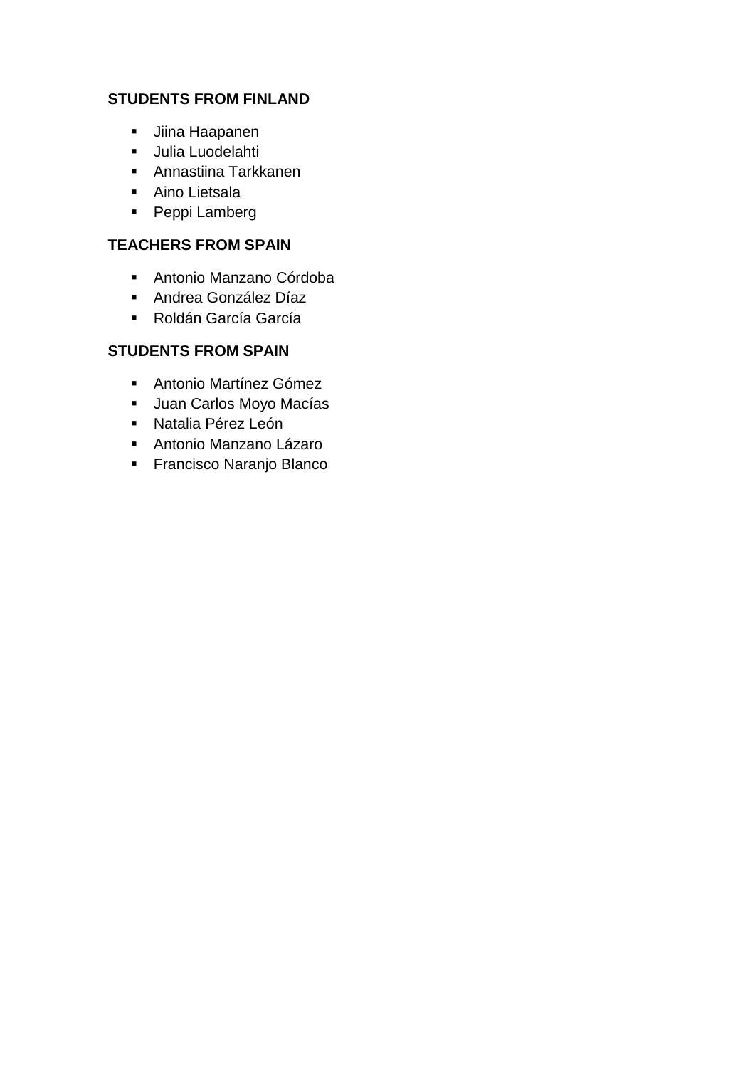**STUDENTS FROM FINLAND**

- Jiina Haapanen
- Julia Luodelahti
- Annastiina Tarkkanen
- Aino Lietsala
- Peppi Lamberg

**TEACHERS FROM SPAIN**

- Antonio Manzano Córdoba
- Andrea González Díaz
- Roldán García García

**STUDENTS FROM SPAIN**

- Antonio Martínez Gómez
- Juan Carlos Moyo Macías
- Natalia Pérez León
- Antonio Manzano Lázaro
- Francisco Naranjo Blanco